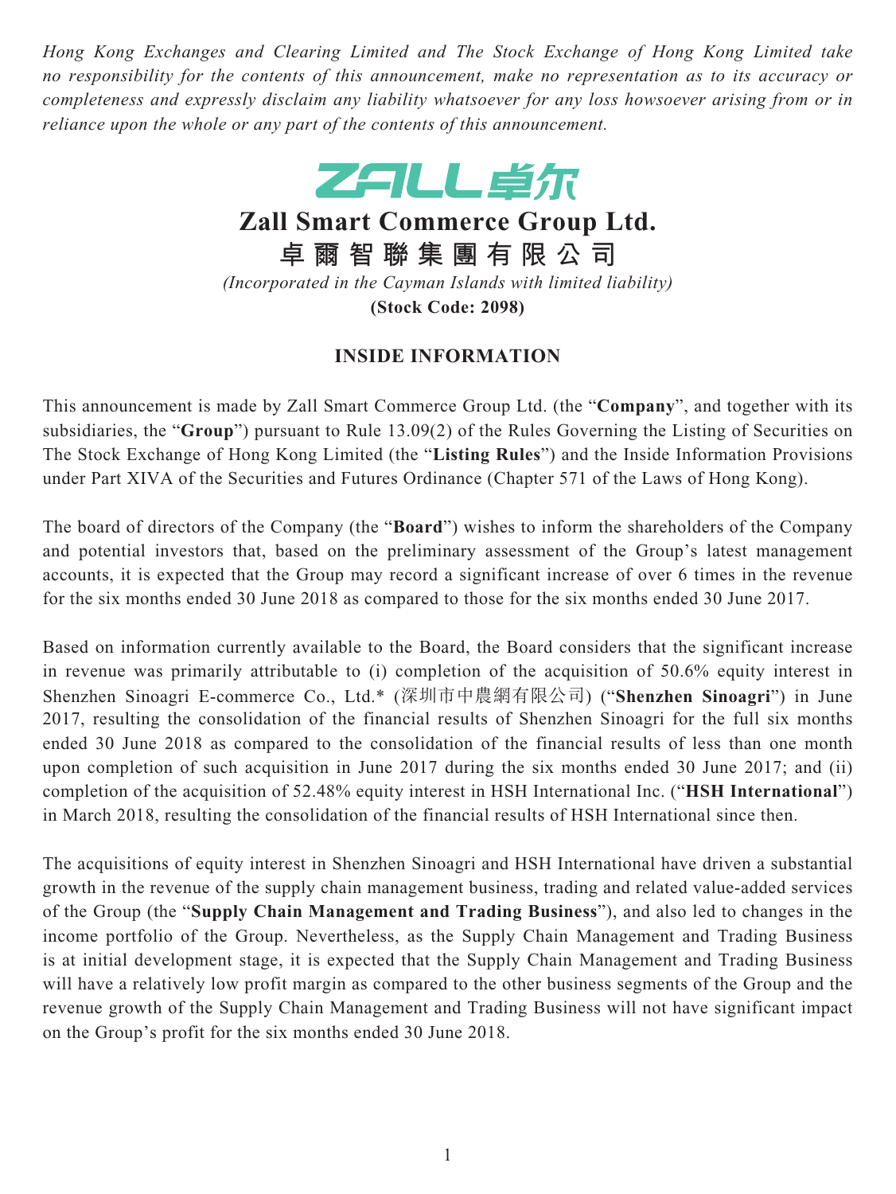*Hong Kong Exchanges and Clearing Limited and The Stock Exchange of Hong Kong Limited take no responsibility for the contents of this announcement, make no representation as to its accuracy or completeness and expressly disclaim any liability whatsoever for any loss howsoever arising from or in reliance upon the whole or any part of the contents of this announcement.*

# Zall Smart Commerce Group Ltd.
# 卓爾智聯集團有限公司

*(Incorporated in the Cayman Islands with limited liability)*

**(Stock Code: 2098)**

## INSIDE INFORMATION

This announcement is made by Zall Smart Commerce Group Ltd. (the "**Company**", and together with its subsidiaries, the "**Group**") pursuant to Rule 13.09(2) of the Rules Governing the Listing of Securities on The Stock Exchange of Hong Kong Limited (the "**Listing Rules**") and the Inside Information Provisions under Part XIVA of the Securities and Futures Ordinance (Chapter 571 of the Laws of Hong Kong).

The board of directors of the Company (the "**Board**") wishes to inform the shareholders of the Company and potential investors that, based on the preliminary assessment of the Group's latest management accounts, it is expected that the Group may record a significant increase of over 6 times in the revenue for the six months ended 30 June 2018 as compared to those for the six months ended 30 June 2017.

Based on information currently available to the Board, the Board considers that the significant increase in revenue was primarily attributable to (i) completion of the acquisition of 50.6% equity interest in Shenzhen Sinoagri E-commerce Co., Ltd.* (深圳市中農網有限公司) ("**Shenzhen Sinoagri**") in June 2017, resulting the consolidation of the financial results of Shenzhen Sinoagri for the full six months ended 30 June 2018 as compared to the consolidation of the financial results of less than one month upon completion of such acquisition in June 2017 during the six months ended 30 June 2017; and (ii) completion of the acquisition of 52.48% equity interest in HSH International Inc. ("**HSH International**") in March 2018, resulting the consolidation of the financial results of HSH International since then.

The acquisitions of equity interest in Shenzhen Sinoagri and HSH International have driven a substantial growth in the revenue of the supply chain management business, trading and related value-added services of the Group (the "**Supply Chain Management and Trading Business**"), and also led to changes in the income portfolio of the Group. Nevertheless, as the Supply Chain Management and Trading Business is at initial development stage, it is expected that the Supply Chain Management and Trading Business will have a relatively low profit margin as compared to the other business segments of the Group and the revenue growth of the Supply Chain Management and Trading Business will not have significant impact on the Group's profit for the six months ended 30 June 2018.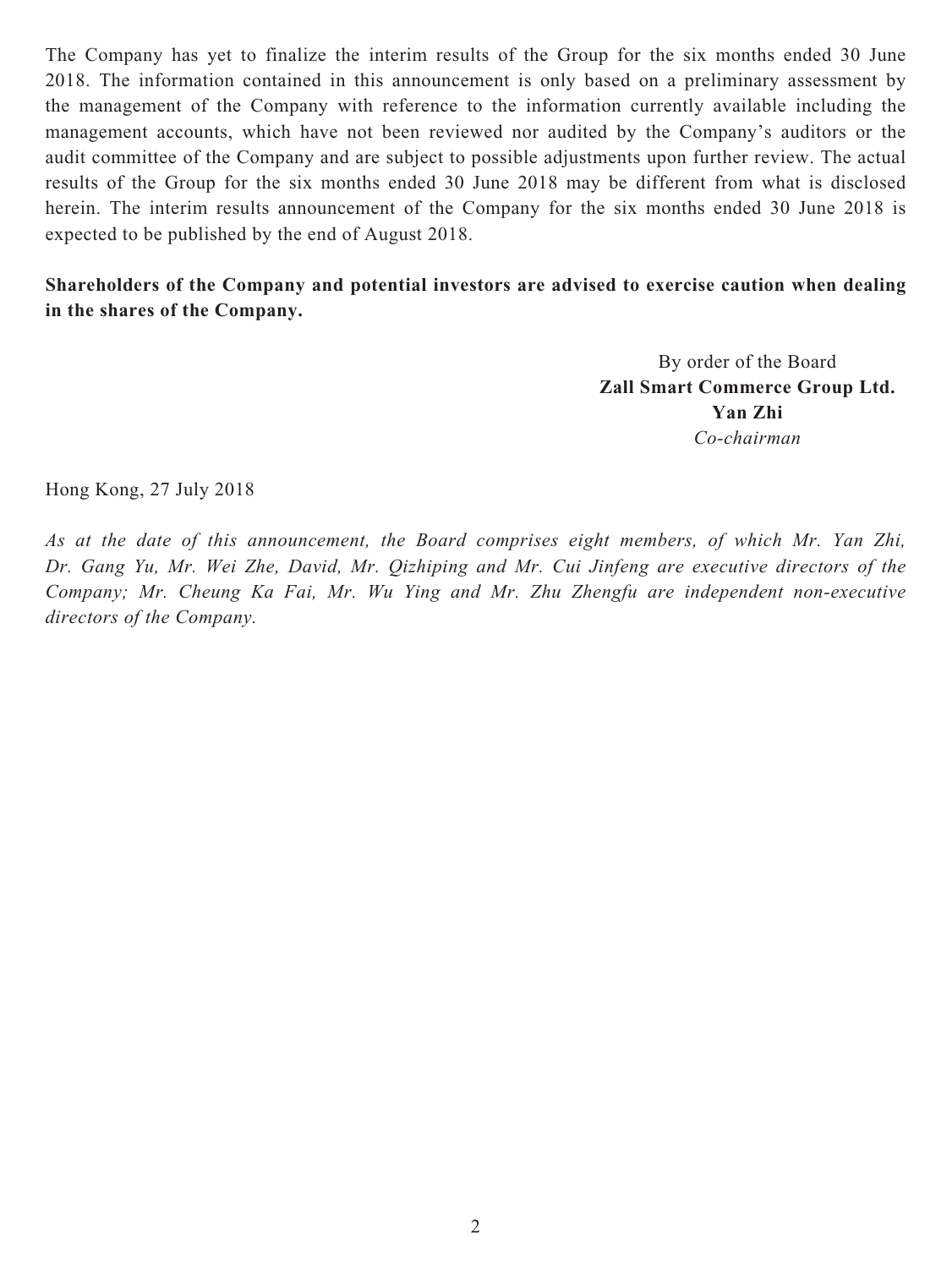The Company has yet to finalize the interim results of the Group for the six months ended 30 June 2018. The information contained in this announcement is only based on a preliminary assessment by the management of the Company with reference to the information currently available including the management accounts, which have not been reviewed nor audited by the Company's auditors or the audit committee of the Company and are subject to possible adjustments upon further review. The actual results of the Group for the six months ended 30 June 2018 may be different from what is disclosed herein. The interim results announcement of the Company for the six months ended 30 June 2018 is expected to be published by the end of August 2018.

**Shareholders of the Company and potential investors are advised to exercise caution when dealing in the shares of the Company.**

By order of the Board
**Zall Smart Commerce Group Ltd.**
**Yan Zhi**
*Co-chairman*

Hong Kong, 27 July 2018

*As at the date of this announcement, the Board comprises eight members, of which Mr. Yan Zhi, Dr. Gang Yu, Mr. Wei Zhe, David, Mr. Qizhiping and Mr. Cui Jinfeng are executive directors of the Company; Mr. Cheung Ka Fai, Mr. Wu Ying and Mr. Zhu Zhengfu are independent non-executive directors of the Company.*